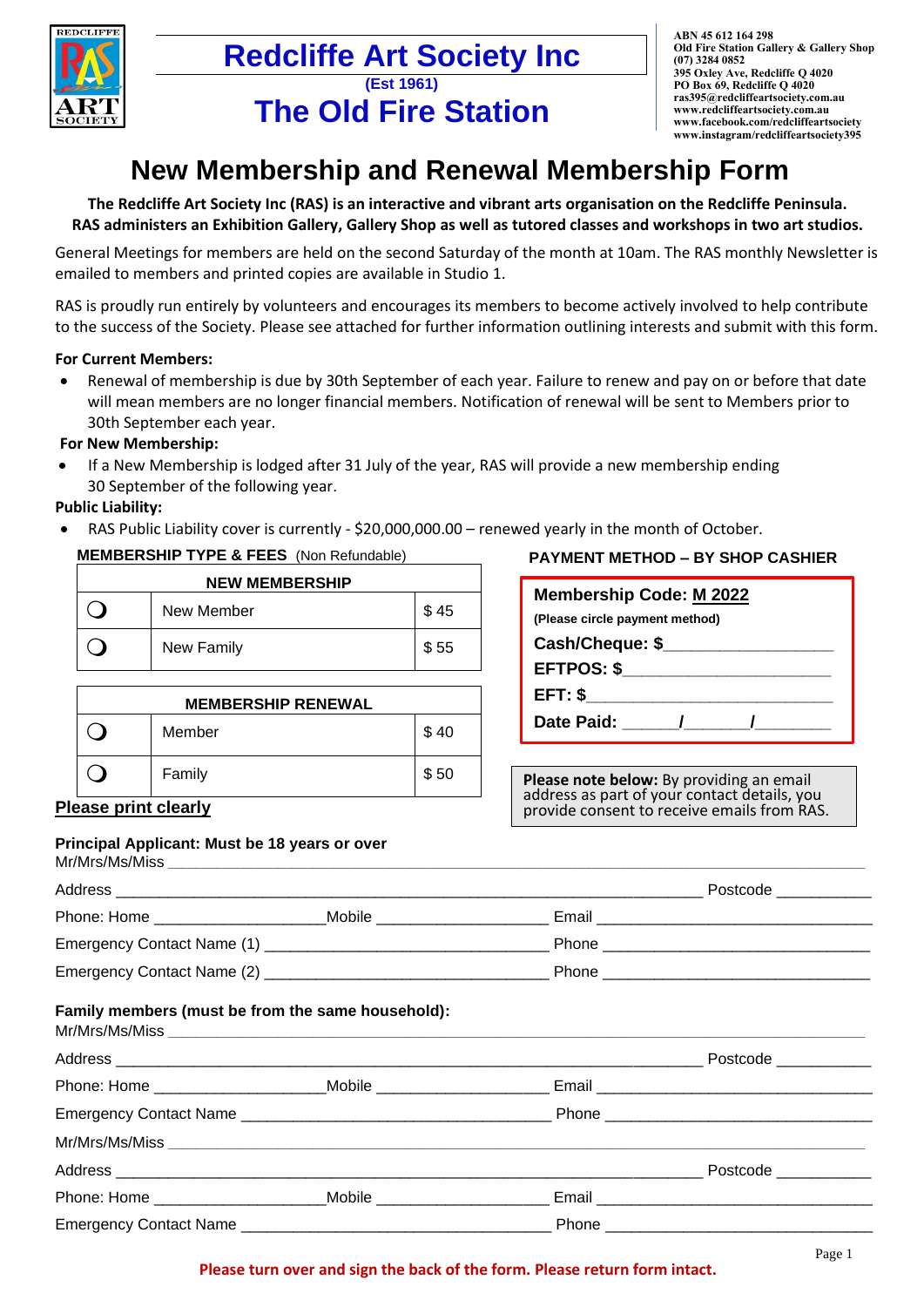# Redcliffe Art Society Inc

(Est 1961)

## The Old Fire Station

ABN 45 612 164 298
Old Fire Station Gallery & Gallery Shop
(07) 3284 0852
395 Oxley Ave, Redcliffe Q 4020
PO Box 69, Redcliffe Q 4020
ras395@redcliffeartsociety.com.au
www.redcliffeartsociety.com.au
www.facebook.com/redcliffeartsociety
www.instagram/redcliffeartsociety395

# New Membership and Renewal Membership Form

**The Redcliffe Art Society Inc (RAS) is an interactive and vibrant arts organisation on the Redcliffe Peninsula. RAS administers an Exhibition Gallery, Gallery Shop as well as tutored classes and workshops in two art studios.**

General Meetings for members are held on the second Saturday of the month at 10am. The RAS monthly Newsletter is emailed to members and printed copies are available in Studio 1.

RAS is proudly run entirely by volunteers and encourages its members to become actively involved to help contribute to the success of the Society. Please see attached for further information outlining interests and submit with this form.

**For Current Members:**

- Renewal of membership is due by 30th September of each year. Failure to renew and pay on or before that date will mean members are no longer financial members. Notification of renewal will be sent to Members prior to 30th September each year.

**For New Membership:**

- If a New Membership is lodged after 31 July of the year, RAS will provide a new membership ending 30 September of the following year.

**Public Liability:**

- RAS Public Liability cover is currently - $20,000,000.00 – renewed yearly in the month of October.

**MEMBERSHIP TYPE & FEES** (Non Refundable)

| NEW MEMBERSHIP | | |
|---|---|---|
| ❍ | New Member | $ 45 |
| ❍ | New Family | $ 55 |

| MEMBERSHIP RENEWAL | | |
|---|---|---|
| ❍ | Member | $ 40 |
| ❍ | Family | $ 50 |

**PAYMENT METHOD – BY SHOP CASHIER**

**Membership Code: M 2022**
**(Please circle payment method)**
**Cash/Cheque: $**__________________
**EFTPOS: $**______________________
**EFT: $**__________________________
**Date Paid:** ______/______/________

**Please note below:** By providing an email address as part of your contact details, you provide consent to receive emails from RAS.

**Please print clearly**

**Principal Applicant: Must be 18 years or over**

Mr/Mrs/Ms/Miss ______________________________________________________________

Address ______________________________________________________ Postcode __________

Phone: Home __________________ Mobile __________________ Email ____________________________

Emergency Contact Name (1) ______________________________ Phone ____________________________

Emergency Contact Name (2) ______________________________ Phone ____________________________

**Family members (must be from the same household):**

Mr/Mrs/Ms/Miss ______________________________________________________________

Address ______________________________________________________ Postcode __________

Phone: Home __________________ Mobile __________________ Email ____________________________

Emergency Contact Name ________________________________ Phone ____________________________

Mr/Mrs/Ms/Miss ______________________________________________________________

Address ______________________________________________________ Postcode __________

Phone: Home __________________ Mobile __________________ Email ____________________________

Emergency Contact Name ________________________________ Phone ____________________________

**Please turn over and sign the back of the form. Please return form intact.**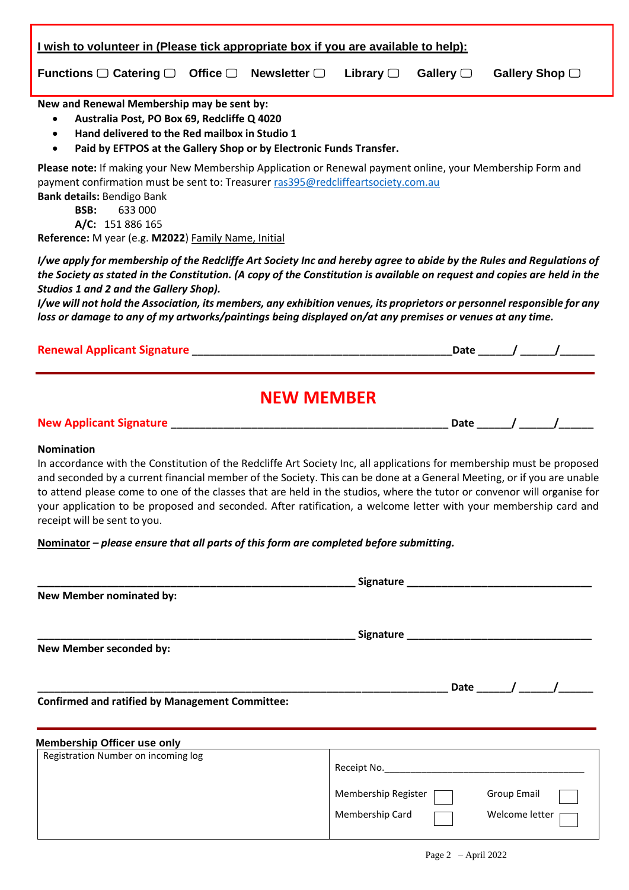**I wish to volunteer in (Please tick appropriate box if you are available to help):**

**Functions** ☐ **Catering** ☐ **Office** ☐ **Newsletter** ☐ **Library** ☐ **Gallery** ☐ **Gallery Shop** ☐

**New and Renewal Membership may be sent by:**

- **Australia Post, PO Box 69, Redcliffe Q 4020**
- **Hand delivered to the Red mailbox in Studio 1**
- **Paid by EFTPOS at the Gallery Shop or by Electronic Funds Transfer.**

**Please note:** If making your New Membership Application or Renewal payment online, your Membership Form and payment confirmation must be sent to: Treasurer ras395@redcliffeartsociety.com.au

**Bank details:** Bendigo Bank

**BSB:** 633 000

**A/C:** 151 886 165

**Reference:** M year (e.g. **M2022**) Family Name, Initial

***I/we apply for membership of the Redcliffe Art Society Inc and hereby agree to abide by the Rules and Regulations of the Society as stated in the Constitution. (A copy of the Constitution is available on request and copies are held in the Studios 1 and 2 and the Gallery Shop).***

***I/we will not hold the Association, its members, any exhibition venues, its proprietors or personnel responsible for any loss or damage to any of my artworks/paintings being displayed on/at any premises or venues at any time.***

**Renewal Applicant Signature** ____________________________________________ **Date** ______/ ______/______

## NEW MEMBER

**New Applicant Signature** ______________________________________________ **Date** ______/ ______/______

**Nomination**

In accordance with the Constitution of the Redcliffe Art Society Inc, all applications for membership must be proposed and seconded by a current financial member of the Society. This can be done at a General Meeting, or if you are unable to attend please come to one of the classes that are held in the studios, where the tutor or convenor will organise for your application to be proposed and seconded. After ratification, a welcome letter with your membership card and receipt will be sent to you.

Nominator ***– please ensure that all parts of this form are completed before submitting.***

_______________________________________________________ **Signature** ________________________________

**New Member nominated by:**

_______________________________________________________ **Signature** ________________________________

**New Member seconded by:**

______________________________________________________________________ **Date** ______/ ______/______

**Confirmed and ratified by Management Committee:**

**Membership Officer use only**

| | |
|---|---|
| Registration Number on incoming log | Receipt No.______________________________________<br><br>Membership Register ☐ Group Email ☐<br><br>Membership Card ☐ Welcome letter ☐ |

April 2022